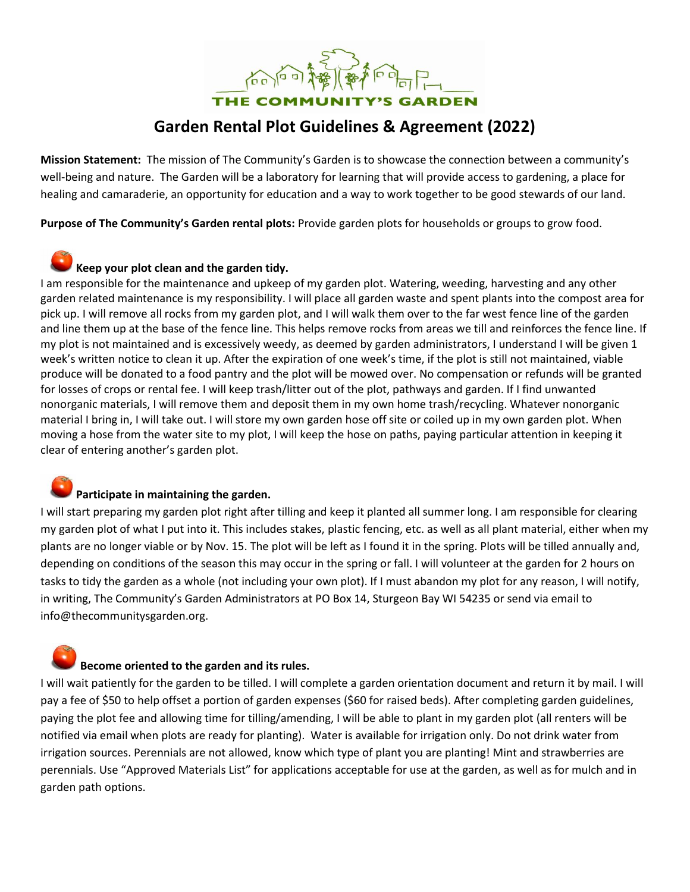THE COMMUNITY'S GARDEN

# Garden Rental Plot Guidelines & Agreement (2022)

**Mission Statement:** The mission of The Community's Garden is to showcase the connection between a community's well-being and nature. The Garden will be a laboratory for learning that will provide access to gardening, a place for healing and camaraderie, an opportunity for education and a way to work together to be good stewards of our land.

**Purpose of The Community's Garden rental plots:** Provide garden plots for households or groups to grow food.

### Keep your plot clean and the garden tidy.

I am responsible for the maintenance and upkeep of my garden plot. Watering, weeding, harvesting and any other garden related maintenance is my responsibility. I will place all garden waste and spent plants into the compost area for pick up. I will remove all rocks from my garden plot, and I will walk them over to the far west fence line of the garden and line them up at the base of the fence line. This helps remove rocks from areas we till and reinforces the fence line. If my plot is not maintained and is excessively weedy, as deemed by garden administrators, I understand I will be given 1 week's written notice to clean it up. After the expiration of one week's time, if the plot is still not maintained, viable produce will be donated to a food pantry and the plot will be mowed over. No compensation or refunds will be granted for losses of crops or rental fee. I will keep trash/litter out of the plot, pathways and garden. If I find unwanted nonorganic materials, I will remove them and deposit them in my own home trash/recycling. Whatever nonorganic material I bring in, I will take out. I will store my own garden hose off site or coiled up in my own garden plot. When moving a hose from the water site to my plot, I will keep the hose on paths, paying particular attention in keeping it clear of entering another's garden plot.

### Participate in maintaining the garden.

I will start preparing my garden plot right after tilling and keep it planted all summer long. I am responsible for clearing my garden plot of what I put into it. This includes stakes, plastic fencing, etc. as well as all plant material, either when my plants are no longer viable or by Nov. 15. The plot will be left as I found it in the spring. Plots will be tilled annually and, depending on conditions of the season this may occur in the spring or fall. I will volunteer at the garden for 2 hours on tasks to tidy the garden as a whole (not including your own plot). If I must abandon my plot for any reason, I will notify, in writing, The Community's Garden Administrators at PO Box 14, Sturgeon Bay WI 54235 or send via email to info@thecommunitysgarden.org.

### Become oriented to the garden and its rules.

I will wait patiently for the garden to be tilled. I will complete a garden orientation document and return it by mail. I will pay a fee of $50 to help offset a portion of garden expenses ($60 for raised beds). After completing garden guidelines, paying the plot fee and allowing time for tilling/amending, I will be able to plant in my garden plot (all renters will be notified via email when plots are ready for planting). Water is available for irrigation only. Do not drink water from irrigation sources. Perennials are not allowed, know which type of plant you are planting! Mint and strawberries are perennials. Use "Approved Materials List" for applications acceptable for use at the garden, as well as for mulch and in garden path options.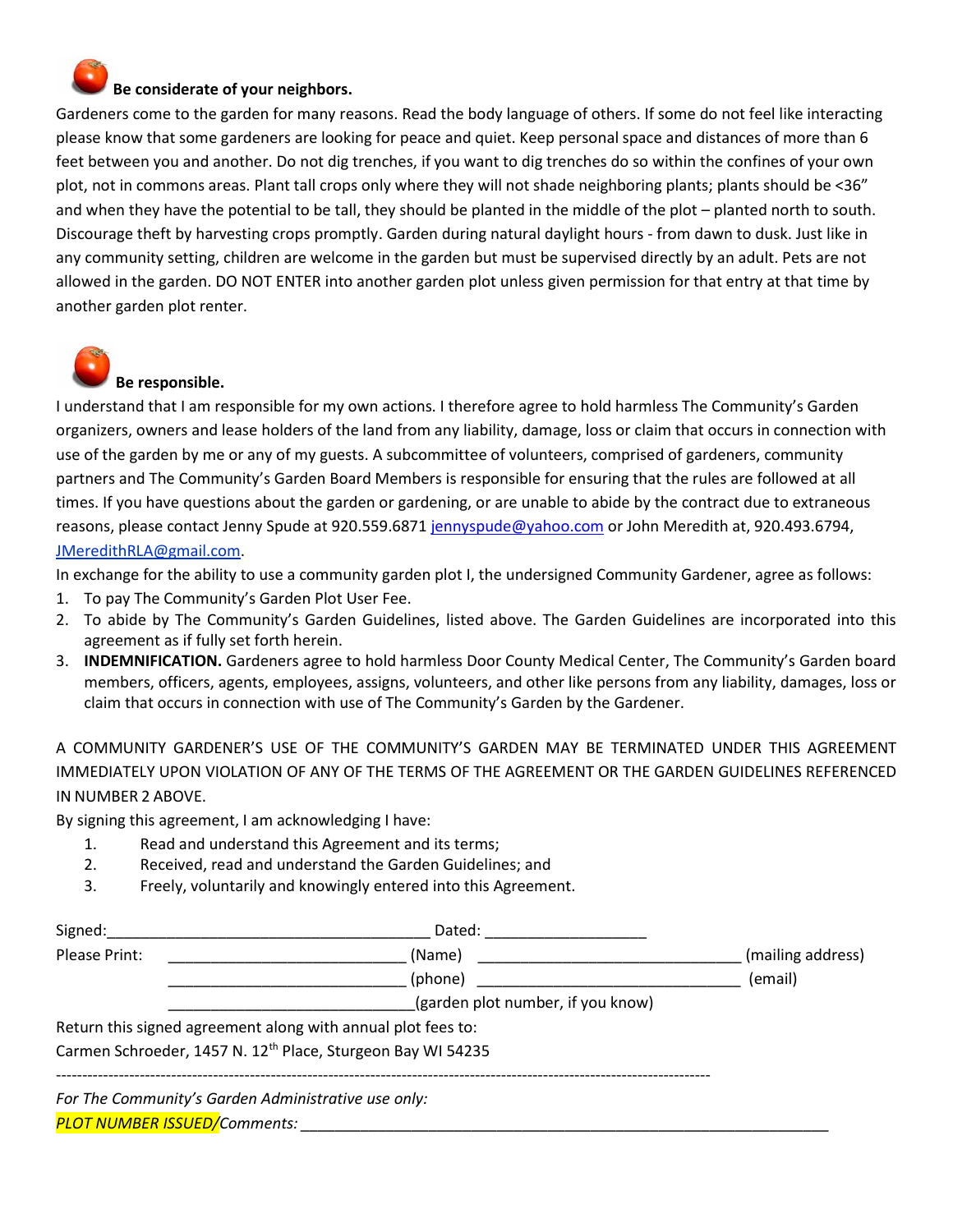**Be considerate of your neighbors.**

Gardeners come to the garden for many reasons. Read the body language of others. If some do not feel like interacting please know that some gardeners are looking for peace and quiet. Keep personal space and distances of more than 6 feet between you and another. Do not dig trenches, if you want to dig trenches do so within the confines of your own plot, not in commons areas. Plant tall crops only where they will not shade neighboring plants; plants should be <36" and when they have the potential to be tall, they should be planted in the middle of the plot – planted north to south. Discourage theft by harvesting crops promptly. Garden during natural daylight hours - from dawn to dusk. Just like in any community setting, children are welcome in the garden but must be supervised directly by an adult. Pets are not allowed in the garden. DO NOT ENTER into another garden plot unless given permission for that entry at that time by another garden plot renter.

**Be responsible.**

I understand that I am responsible for my own actions. I therefore agree to hold harmless The Community's Garden organizers, owners and lease holders of the land from any liability, damage, loss or claim that occurs in connection with use of the garden by me or any of my guests. A subcommittee of volunteers, comprised of gardeners, community partners and The Community's Garden Board Members is responsible for ensuring that the rules are followed at all times. If you have questions about the garden or gardening, or are unable to abide by the contract due to extraneous reasons, please contact Jenny Spude at 920.559.6871 jennyspude@yahoo.com or John Meredith at, 920.493.6794, JMeredithRLA@gmail.com.

In exchange for the ability to use a community garden plot I, the undersigned Community Gardener, agree as follows:

1. To pay The Community's Garden Plot User Fee.
2. To abide by The Community's Garden Guidelines, listed above. The Garden Guidelines are incorporated into this agreement as if fully set forth herein.
3. **INDEMNIFICATION.** Gardeners agree to hold harmless Door County Medical Center, The Community's Garden board members, officers, agents, employees, assigns, volunteers, and other like persons from any liability, damages, loss or claim that occurs in connection with use of The Community's Garden by the Gardener.

A COMMUNITY GARDENER'S USE OF THE COMMUNITY'S GARDEN MAY BE TERMINATED UNDER THIS AGREEMENT IMMEDIATELY UPON VIOLATION OF ANY OF THE TERMS OF THE AGREEMENT OR THE GARDEN GUIDELINES REFERENCED IN NUMBER 2 ABOVE.

By signing this agreement, I am acknowledging I have:

1. Read and understand this Agreement and its terms;
2. Received, read and understand the Garden Guidelines; and
3. Freely, voluntarily and knowingly entered into this Agreement.

Signed:______________________________________ Dated: ___________________

Please Print: ____________________________ (Name) _______________________________ (mailing address)

____________________________ (phone) _______________________________ (email)

_____________________________(garden plot number, if you know)

Return this signed agreement along with annual plot fees to:

Carmen Schroeder, 1457 N. 12th Place, Sturgeon Bay WI 54235

---

*For The Community's Garden Administrative use only:*

*PLOT NUMBER ISSUED/Comments:* ________________________________________________________________